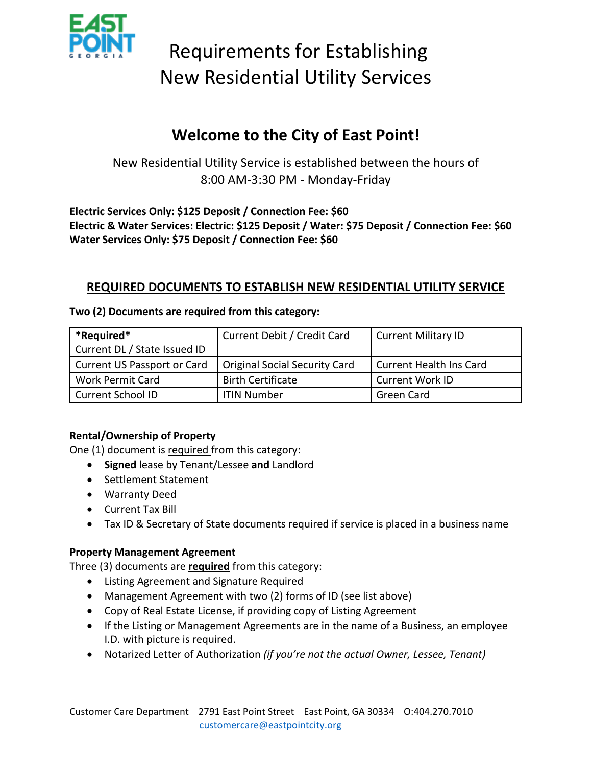# Requirements for Establishing New Residential Utility Services

## Welcome to the City of East Point!

New Residential Utility Service is established between the hours of 8:00 AM-3:30 PM - Monday-Friday

**Electric Services Only: $125 Deposit / Connection Fee: $60**
**Electric & Water Services: Electric: $125 Deposit / Water: $75 Deposit / Connection Fee: $60**
**Water Services Only: $75 Deposit / Connection Fee: $60**

## REQUIRED DOCUMENTS TO ESTABLISH NEW RESIDENTIAL UTILITY SERVICE

**Two (2) Documents are required from this category:**

| **\*Required\*** Current DL / State Issued ID | Current Debit / Credit Card | Current Military ID |
|---|---|---|
| Current US Passport or Card | Original Social Security Card | Current Health Ins Card |
| Work Permit Card | Birth Certificate | Current Work ID |
| Current School ID | ITIN Number | Green Card |

**Rental/Ownership of Property**
One (1) document is <u>required</u> from this category:

- **Signed** lease by Tenant/Lessee **and** Landlord
- Settlement Statement
- Warranty Deed
- Current Tax Bill
- Tax ID & Secretary of State documents required if service is placed in a business name

**Property Management Agreement**
Three (3) documents are **<u>required</u>** from this category:

- Listing Agreement and Signature Required
- Management Agreement with two (2) forms of ID (see list above)
- Copy of Real Estate License, if providing copy of Listing Agreement
- If the Listing or Management Agreements are in the name of a Business, an employee I.D. with picture is required.
- Notarized Letter of Authorization *(if you're not the actual Owner, Lessee, Tenant)*

Customer Care Department 2791 East Point Street East Point, GA 30334 O:404.270.7010
customercare@eastpointcity.org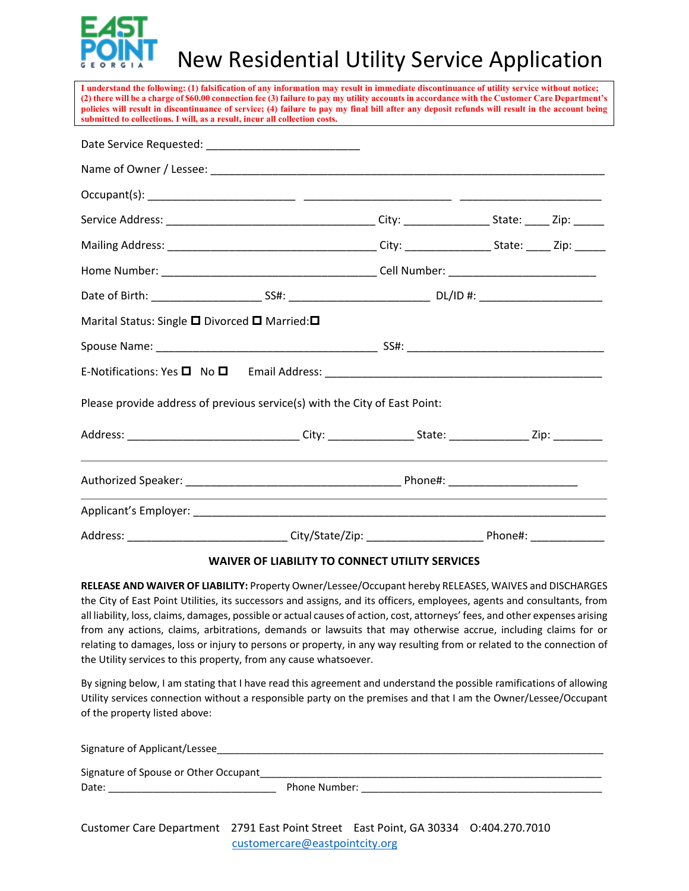EAST POINT GEORGIA

# New Residential Utility Service Application

**I understand the following: (1) falsification of any information may result in immediate discontinuance of utility service without notice; (2) there will be a charge of $60.00 connection fee (3) failure to pay my utility accounts in accordance with the Customer Care Department's policies will result in discontinuance of service; (4) failure to pay my final bill after any deposit refunds will result in the account being submitted to collections. I will, as a result, incur all collection costs.**

Date Service Requested: ________________________

Name of Owner / Lessee: ______________________________________________________________

Occupant(s): ______________________ ______________________ ______________________

Service Address: ________________________________ City: _____________ State: ____ Zip: _____

Mailing Address: ________________________________ City: _____________ State: ____ Zip: _____

Home Number: _________________________________ Cell Number: ______________________

Date of Birth: ________________ SS#: ______________________ DL/ID #: ___________________

Marital Status: Single ☐ Divorced ☐ Married: ☐

Spouse Name: __________________________________ SS#: ______________________________

E-Notifications: Yes ☐ No ☐ Email Address: ___________________________________________

Please provide address of previous service(s) with the City of East Point:

Address: ___________________________ City: _____________ State: ____________ Zip: ________

---

Authorized Speaker: _________________________________ Phone#: ____________________

---

Applicant's Employer: ________________________________________________________________

Address: _________________________ City/State/Zip: __________________ Phone#: ___________

## WAIVER OF LIABILITY TO CONNECT UTILITY SERVICES

**RELEASE AND WAIVER OF LIABILITY:** Property Owner/Lessee/Occupant hereby RELEASES, WAIVES and DISCHARGES the City of East Point Utilities, its successors and assigns, and its officers, employees, agents and consultants, from all liability, loss, claims, damages, possible or actual causes of action, cost, attorneys' fees, and other expenses arising from any actions, claims, arbitrations, demands or lawsuits that may otherwise accrue, including claims for or relating to damages, loss or injury to persons or property, in any way resulting from or related to the connection of the Utility services to this property, from any cause whatsoever.

By signing below, I am stating that I have read this agreement and understand the possible ramifications of allowing Utility services connection without a responsible party on the premises and that I am the Owner/Lessee/Occupant of the property listed above:

Signature of Applicant/Lessee_____________________________________________________________

Signature of Spouse or Other Occupant_____________________________________________________

Date: ____________________________ Phone Number: ________________________________________

Customer Care Department 2791 East Point Street East Point, GA 30334 O:404.270.7010

customercare@eastpointcity.org